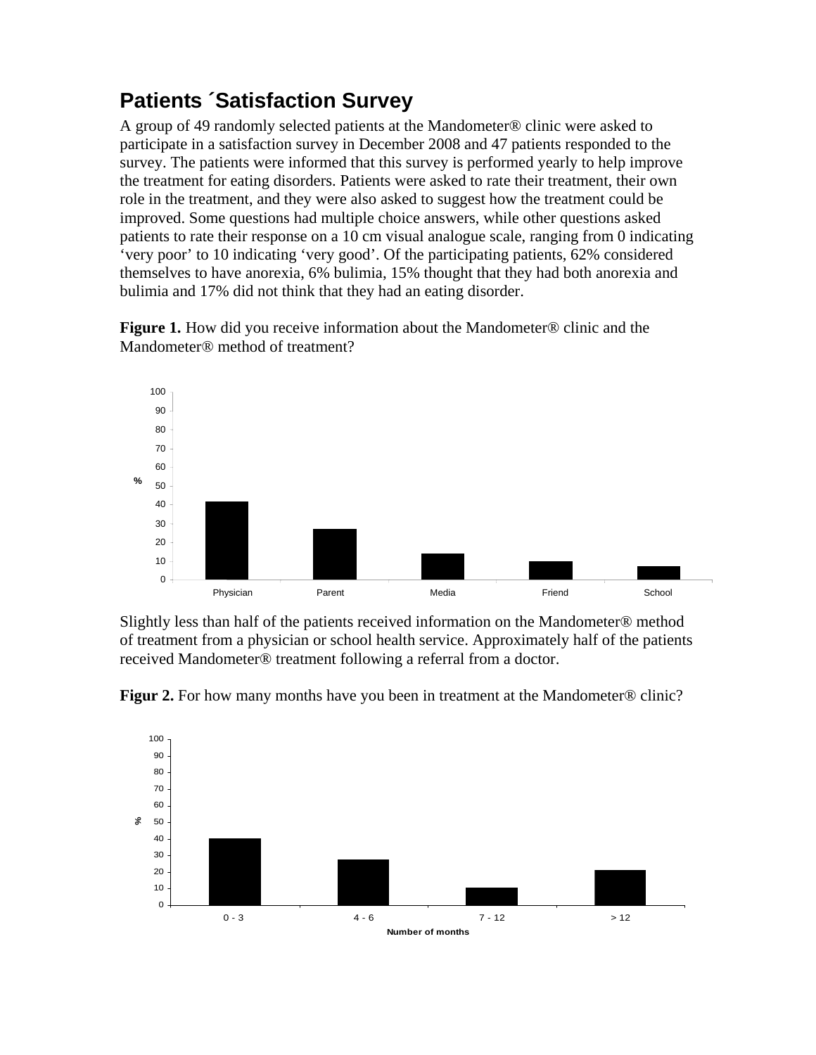# Patients ´Satisfaction Survey

A group of 49 randomly selected patients at the Mandometer® clinic were asked to participate in a satisfaction survey in December 2008 and 47 patients responded to the survey. The patients were informed that this survey is performed yearly to help improve the treatment for eating disorders. Patients were asked to rate their treatment, their own role in the treatment, and they were also asked to suggest how the treatment could be improved. Some questions had multiple choice answers, while other questions asked patients to rate their response on a 10 cm visual analogue scale, ranging from 0 indicating 'very poor' to 10 indicating 'very good'. Of the participating patients, 62% considered themselves to have anorexia, 6% bulimia, 15% thought that they had both anorexia and bulimia and 17% did not think that they had an eating disorder.

**Figure 1.** How did you receive information about the Mandometer® clinic and the Mandometer® method of treatment?

Slightly less than half of the patients received information on the Mandometer® method of treatment from a physician or school health service. Approximately half of the patients received Mandometer® treatment following a referral from a doctor.

**Figur 2.** For how many months have you been in treatment at the Mandometer® clinic?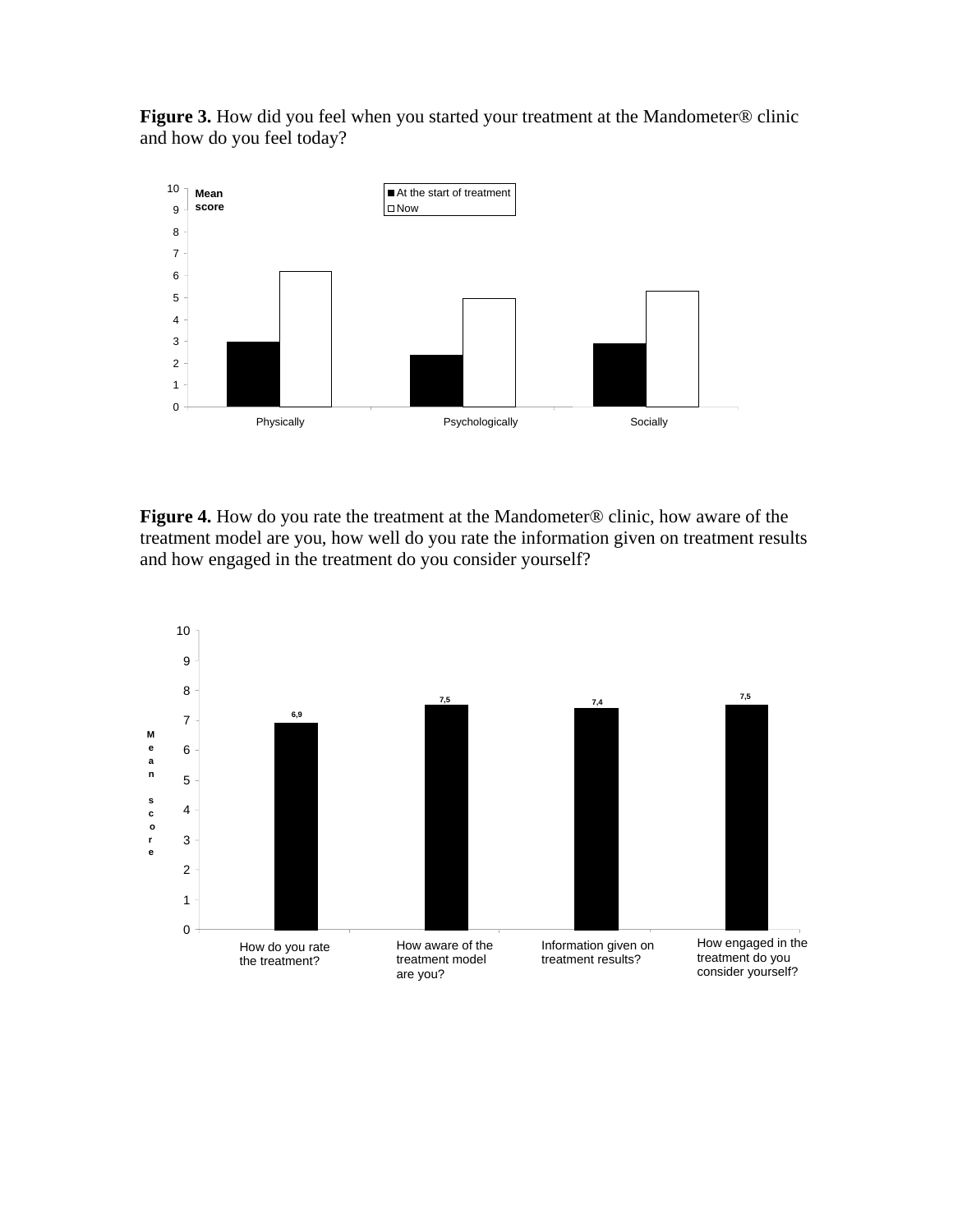**Figure 3.** How did you feel when you started your treatment at the Mandometer® clinic and how do you feel today?

**Figure 4.** How do you rate the treatment at the Mandometer® clinic, how aware of the treatment model are you, how well do you rate the information given on treatment results and how engaged in the treatment do you consider yourself?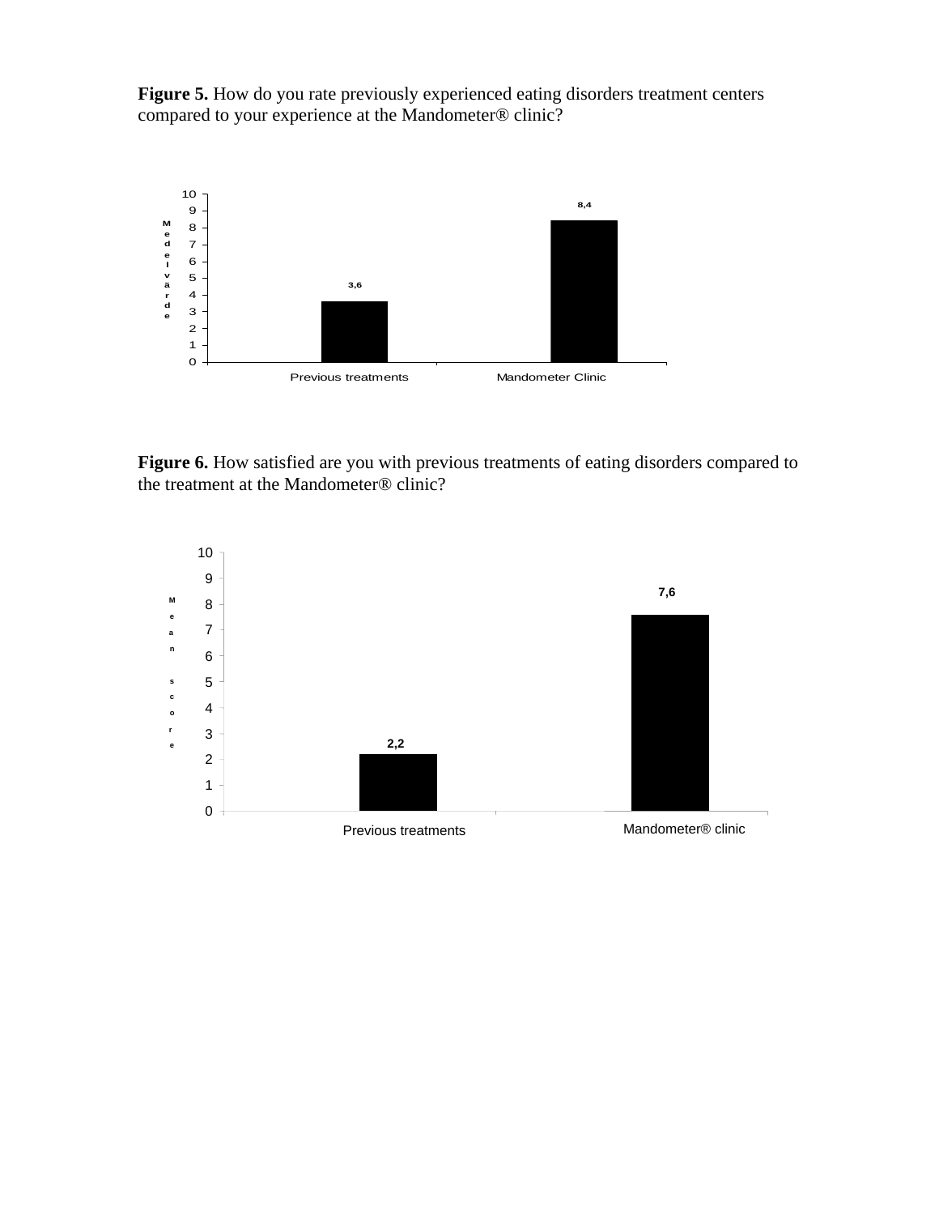**Figure 5.** How do you rate previously experienced eating disorders treatment centers compared to your experience at the Mandometer® clinic?

| | Medelvärde |
|---|---|
| Previous treatments | 3,6 |
| Mandometer Clinic | 8,4 |

**Figure 6.** How satisfied are you with previous treatments of eating disorders compared to the treatment at the Mandometer® clinic?

| | Mean score |
|---|---|
| Previous treatments | 2,2 |
| Mandometer® clinic | 7,6 |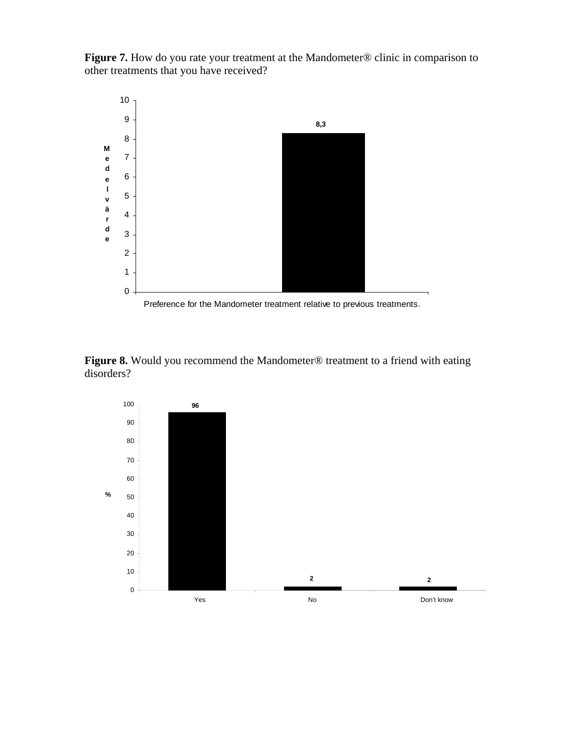**Figure 7.** How do you rate your treatment at the Mandometer® clinic in comparison to other treatments that you have received?

| | Medelvärde |
|---|---|
| Preference for the Mandometer treatment relative to previous treatments. | 8,3 |

**Figure 8.** Would you recommend the Mandometer® treatment to a friend with eating disorders?

| | % |
|---|---|
| Yes | 96 |
| No | 2 |
| Don't know | 2 |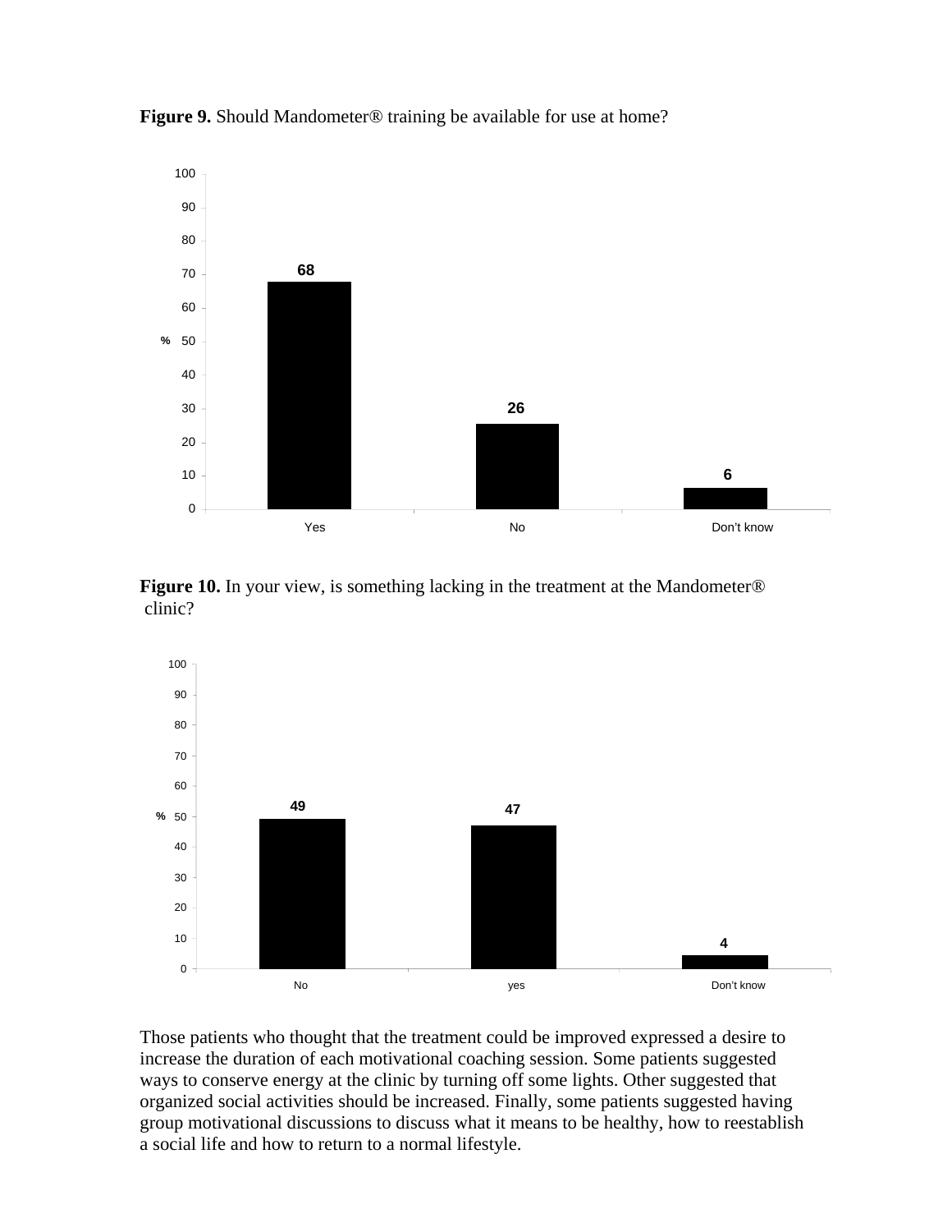**Figure 9.** Should Mandometer® training be available for use at home?

100
90
80
70
60
% 50
40
30
20
10
0

68
26
6

Yes
No
Don't know

**Figure 10.** In your view, is something lacking in the treatment at the Mandometer® clinic?

100
90
80
70
60
% 50
40
30
20
10
0

49
47
4

No
yes
Don't know

Those patients who thought that the treatment could be improved expressed a desire to increase the duration of each motivational coaching session. Some patients suggested ways to conserve energy at the clinic by turning off some lights. Other suggested that organized social activities should be increased. Finally, some patients suggested having group motivational discussions to discuss what it means to be healthy, how to reestablish a social life and how to return to a normal lifestyle.